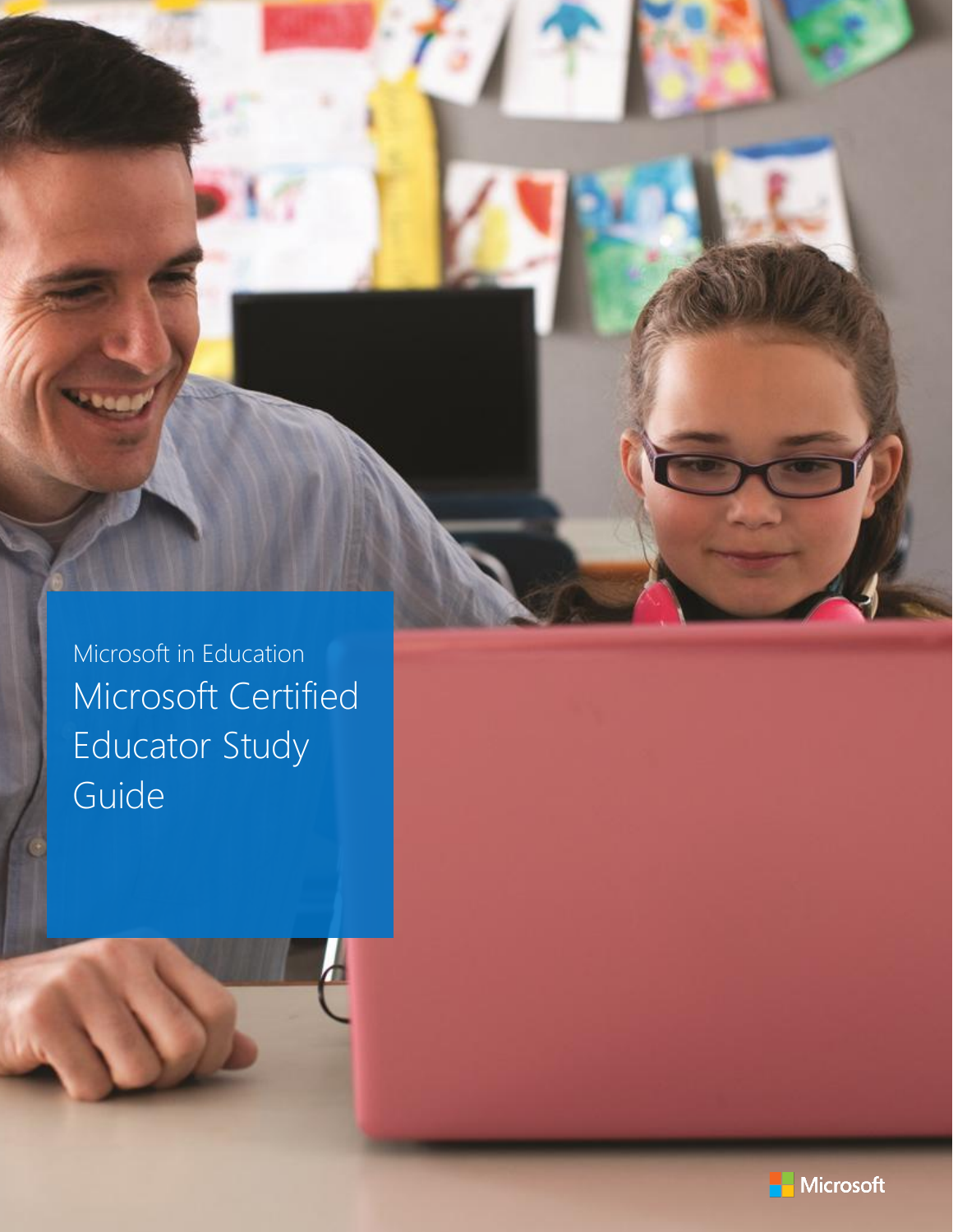Microsoft in Education

# Microsoft Certified Educator Study Guide

Microsoft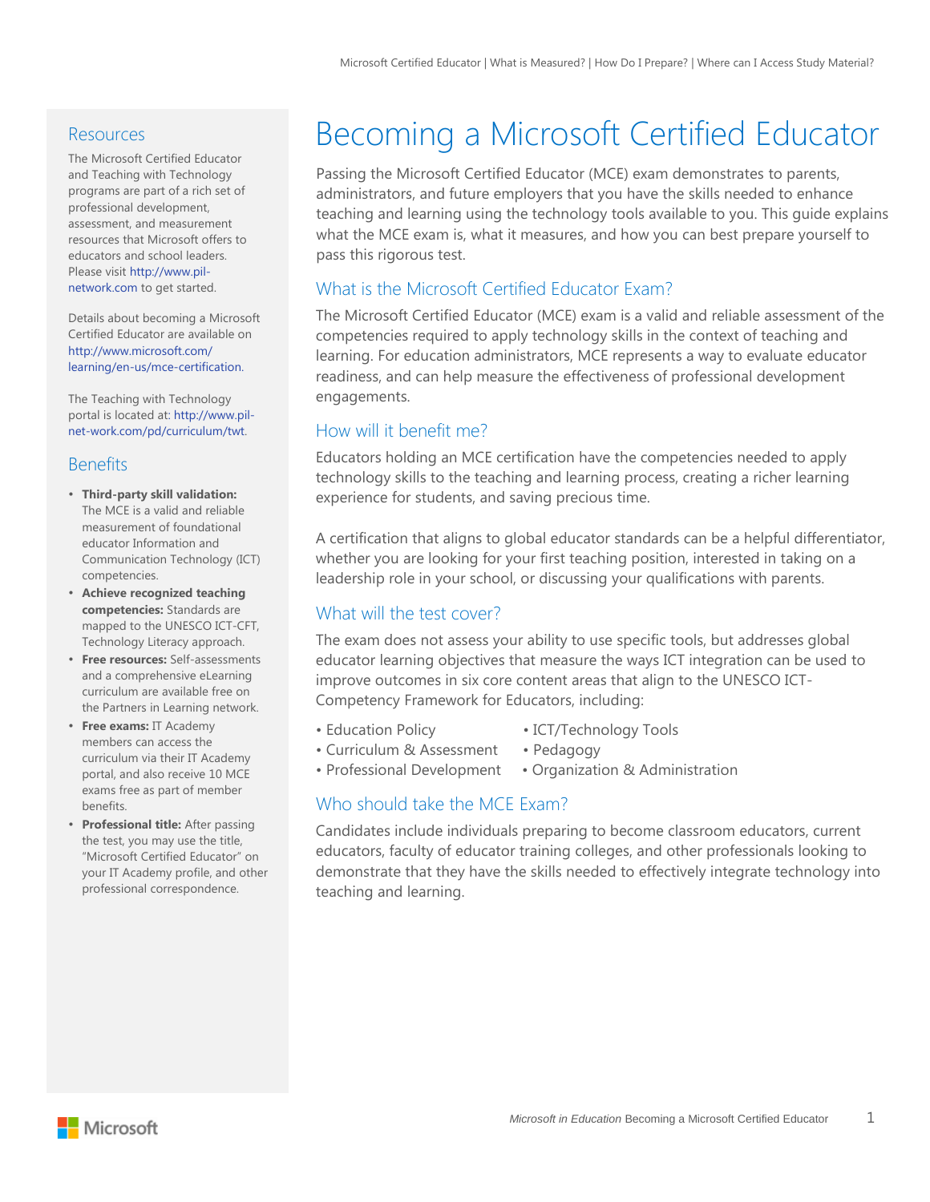# Becoming a Microsoft Certified Educator

Passing the Microsoft Certified Educator (MCE) exam demonstrates to parents, administrators, and future employers that you have the skills needed to enhance teaching and learning using the technology tools available to you. This guide explains what the MCE exam is, what it measures, and how you can best prepare yourself to pass this rigorous test.

## What is the Microsoft Certified Educator Exam?

The Microsoft Certified Educator (MCE) exam is a valid and reliable assessment of the competencies required to apply technology skills in the context of teaching and learning. For education administrators, MCE represents a way to evaluate educator readiness, and can help measure the effectiveness of professional development engagements.

## How will it benefit me?

Educators holding an MCE certification have the competencies needed to apply technology skills to the teaching and learning process, creating a richer learning experience for students, and saving precious time.

A certification that aligns to global educator standards can be a helpful differentiator, whether you are looking for your first teaching position, interested in taking on a leadership role in your school, or discussing your qualifications with parents.

## What will the test cover?

The exam does not assess your ability to use specific tools, but addresses global educator learning objectives that measure the ways ICT integration can be used to improve outcomes in six core content areas that align to the UNESCO ICT-Competency Framework for Educators, including:

- Education Policy
- Curriculum & Assessment
- Professional Development
- ICT/Technology Tools
- Pedagogy
- Organization & Administration

## Who should take the MCE Exam?

Candidates include individuals preparing to become classroom educators, current educators, faculty of educator training colleges, and other professionals looking to demonstrate that they have the skills needed to effectively integrate technology into teaching and learning.

## Resources

The Microsoft Certified Educator and Teaching with Technology programs are part of a rich set of professional development, assessment, and measurement resources that Microsoft offers to educators and school leaders. Please visit http://www.pil-network.com to get started.

Details about becoming a Microsoft Certified Educator are available on http://www.microsoft.com/learning/en-us/mce-certification.

The Teaching with Technology portal is located at: http://www.pil-net-work.com/pd/curriculum/twt.

## Benefits

- **Third-party skill validation:** The MCE is a valid and reliable measurement of foundational educator Information and Communication Technology (ICT) competencies.
- **Achieve recognized teaching competencies:** Standards are mapped to the UNESCO ICT-CFT, Technology Literacy approach.
- **Free resources:** Self-assessments and a comprehensive eLearning curriculum are available free on the Partners in Learning network.
- **Free exams:** IT Academy members can access the curriculum via their IT Academy portal, and also receive 10 MCE exams free as part of member benefits.
- **Professional title:** After passing the test, you may use the title, "Microsoft Certified Educator" on your IT Academy profile, and other professional correspondence.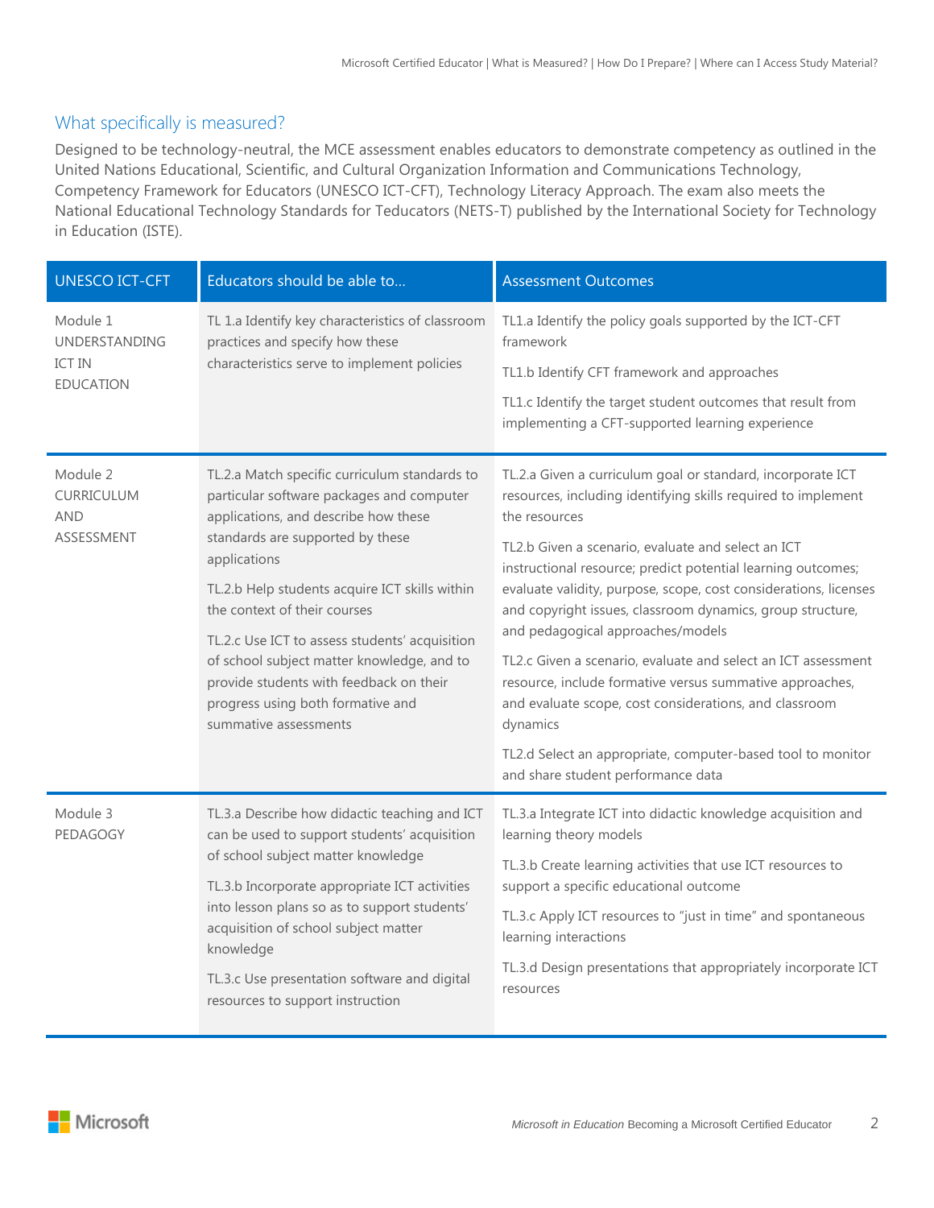## What specifically is measured?

Designed to be technology-neutral, the MCE assessment enables educators to demonstrate competency as outlined in the United Nations Educational, Scientific, and Cultural Organization Information and Communications Technology, Competency Framework for Educators (UNESCO ICT-CFT), Technology Literacy Approach. The exam also meets the National Educational Technology Standards for Teducators (NETS-T) published by the International Society for Technology in Education (ISTE).

| UNESCO ICT-CFT | Educators should be able to... | Assessment Outcomes |
|---|---|---|
| Module 1 UNDERSTANDING ICT IN EDUCATION | TL 1.a Identify key characteristics of classroom practices and specify how these characteristics serve to implement policies | TL1.a Identify the policy goals supported by the ICT-CFT framework<br>TL1.b Identify CFT framework and approaches<br>TL1.c Identify the target student outcomes that result from implementing a CFT-supported learning experience |
| Module 2 CURRICULUM AND ASSESSMENT | TL.2.a Match specific curriculum standards to particular software packages and computer applications, and describe how these standards are supported by these applications<br>TL.2.b Help students acquire ICT skills within the context of their courses<br>TL.2.c Use ICT to assess students' acquisition of school subject matter knowledge, and to provide students with feedback on their progress using both formative and summative assessments | TL.2.a Given a curriculum goal or standard, incorporate ICT resources, including identifying skills required to implement the resources<br>TL2.b Given a scenario, evaluate and select an ICT instructional resource; predict potential learning outcomes; evaluate validity, purpose, scope, cost considerations, licenses and copyright issues, classroom dynamics, group structure, and pedagogical approaches/models<br>TL2.c Given a scenario, evaluate and select an ICT assessment resource, include formative versus summative approaches, and evaluate scope, cost considerations, and classroom dynamics<br>TL2.d Select an appropriate, computer-based tool to monitor and share student performance data |
| Module 3 PEDAGOGY | TL.3.a Describe how didactic teaching and ICT can be used to support students' acquisition of school subject matter knowledge<br>TL.3.b Incorporate appropriate ICT activities into lesson plans so as to support students' acquisition of school subject matter knowledge<br>TL.3.c Use presentation software and digital resources to support instruction | TL.3.a Integrate ICT into didactic knowledge acquisition and learning theory models<br>TL.3.b Create learning activities that use ICT resources to support a specific educational outcome<br>TL.3.c Apply ICT resources to "just in time" and spontaneous learning interactions<br>TL.3.d Design presentations that appropriately incorporate ICT resources |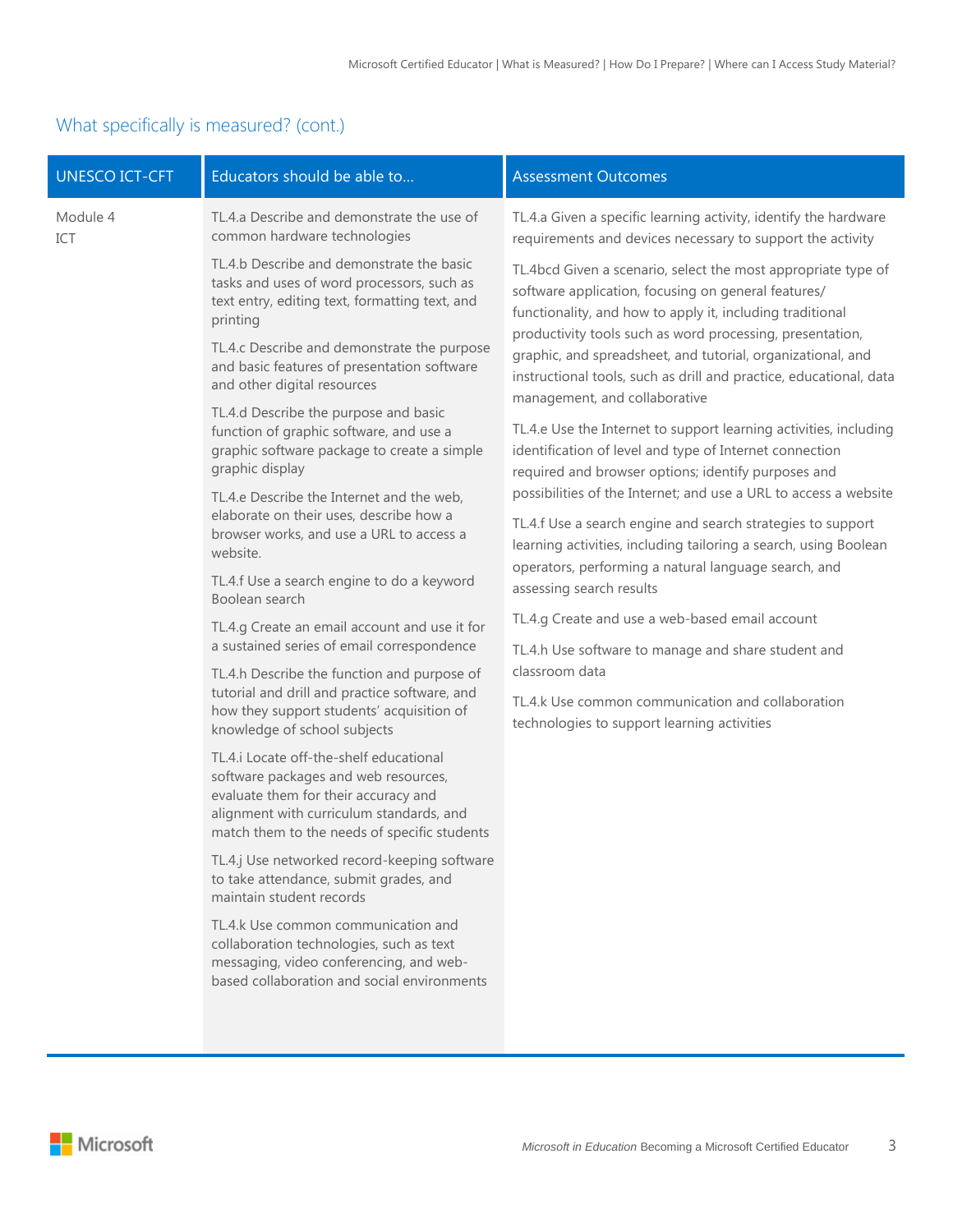## What specifically is measured? (cont.)

| UNESCO ICT-CFT | Educators should be able to… | Assessment Outcomes |
|---|---|---|
| Module 4<br>ICT | TL.4.a Describe and demonstrate the use of common hardware technologies<br><br>TL.4.b Describe and demonstrate the basic tasks and uses of word processors, such as text entry, editing text, formatting text, and printing<br><br>TL.4.c Describe and demonstrate the purpose and basic features of presentation software and other digital resources<br><br>TL.4.d Describe the purpose and basic function of graphic software, and use a graphic software package to create a simple graphic display<br><br>TL.4.e Describe the Internet and the web, elaborate on their uses, describe how a browser works, and use a URL to access a website.<br><br>TL.4.f Use a search engine to do a keyword Boolean search<br><br>TL.4.g Create an email account and use it for a sustained series of email correspondence<br><br>TL.4.h Describe the function and purpose of tutorial and drill and practice software, and how they support students' acquisition of knowledge of school subjects<br><br>TL.4.i Locate off-the-shelf educational software packages and web resources, evaluate them for their accuracy and alignment with curriculum standards, and match them to the needs of specific students<br><br>TL.4.j Use networked record-keeping software to take attendance, submit grades, and maintain student records<br><br>TL.4.k Use common communication and collaboration technologies, such as text messaging, video conferencing, and web-based collaboration and social environments | TL.4.a Given a specific learning activity, identify the hardware requirements and devices necessary to support the activity<br><br>TL.4bcd Given a scenario, select the most appropriate type of software application, focusing on general features/ functionality, and how to apply it, including traditional productivity tools such as word processing, presentation, graphic, and spreadsheet, and tutorial, organizational, and instructional tools, such as drill and practice, educational, data management, and collaborative<br><br>TL.4.e Use the Internet to support learning activities, including identification of level and type of Internet connection required and browser options; identify purposes and possibilities of the Internet; and use a URL to access a website<br><br>TL.4.f Use a search engine and search strategies to support learning activities, including tailoring a search, using Boolean operators, performing a natural language search, and assessing search results<br><br>TL.4.g Create and use a web-based email account<br><br>TL.4.h Use software to manage and share student and classroom data<br><br>TL.4.k Use common communication and collaboration technologies to support learning activities |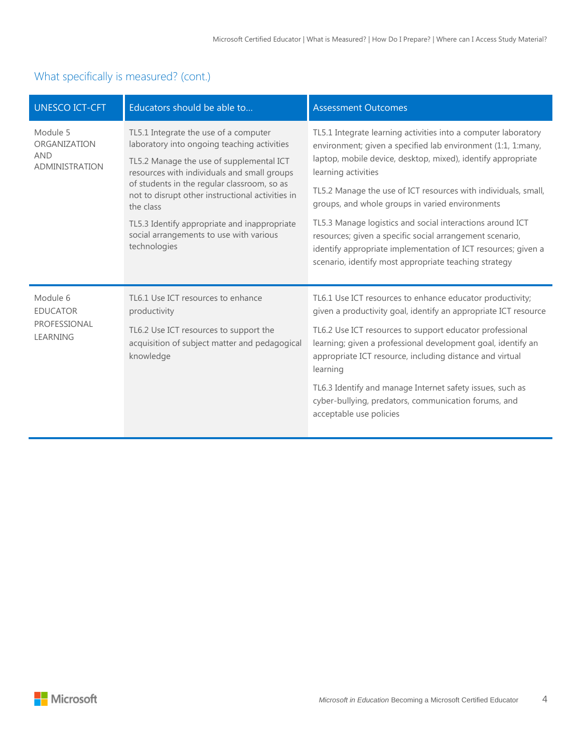## What specifically is measured? (cont.)

| UNESCO ICT-CFT | Educators should be able to… | Assessment Outcomes |
|---|---|---|
| Module 5 ORGANIZATION AND ADMINISTRATION | TL5.1 Integrate the use of a computer laboratory into ongoing teaching activities<br><br>TL5.2 Manage the use of supplemental ICT resources with individuals and small groups of students in the regular classroom, so as not to disrupt other instructional activities in the class<br><br>TL5.3 Identify appropriate and inappropriate social arrangements to use with various technologies | TL5.1 Integrate learning activities into a computer laboratory environment; given a specified lab environment (1:1, 1:many, laptop, mobile device, desktop, mixed), identify appropriate learning activities<br><br>TL5.2 Manage the use of ICT resources with individuals, small, groups, and whole groups in varied environments<br><br>TL5.3 Manage logistics and social interactions around ICT resources; given a specific social arrangement scenario, identify appropriate implementation of ICT resources; given a scenario, identify most appropriate teaching strategy |
| Module 6 EDUCATOR PROFESSIONAL LEARNING | TL6.1 Use ICT resources to enhance productivity<br><br>TL6.2 Use ICT resources to support the acquisition of subject matter and pedagogical knowledge | TL6.1 Use ICT resources to enhance educator productivity; given a productivity goal, identify an appropriate ICT resource<br><br>TL6.2 Use ICT resources to support educator professional learning; given a professional development goal, identify an appropriate ICT resource, including distance and virtual learning<br><br>TL6.3 Identify and manage Internet safety issues, such as cyber-bullying, predators, communication forums, and acceptable use policies |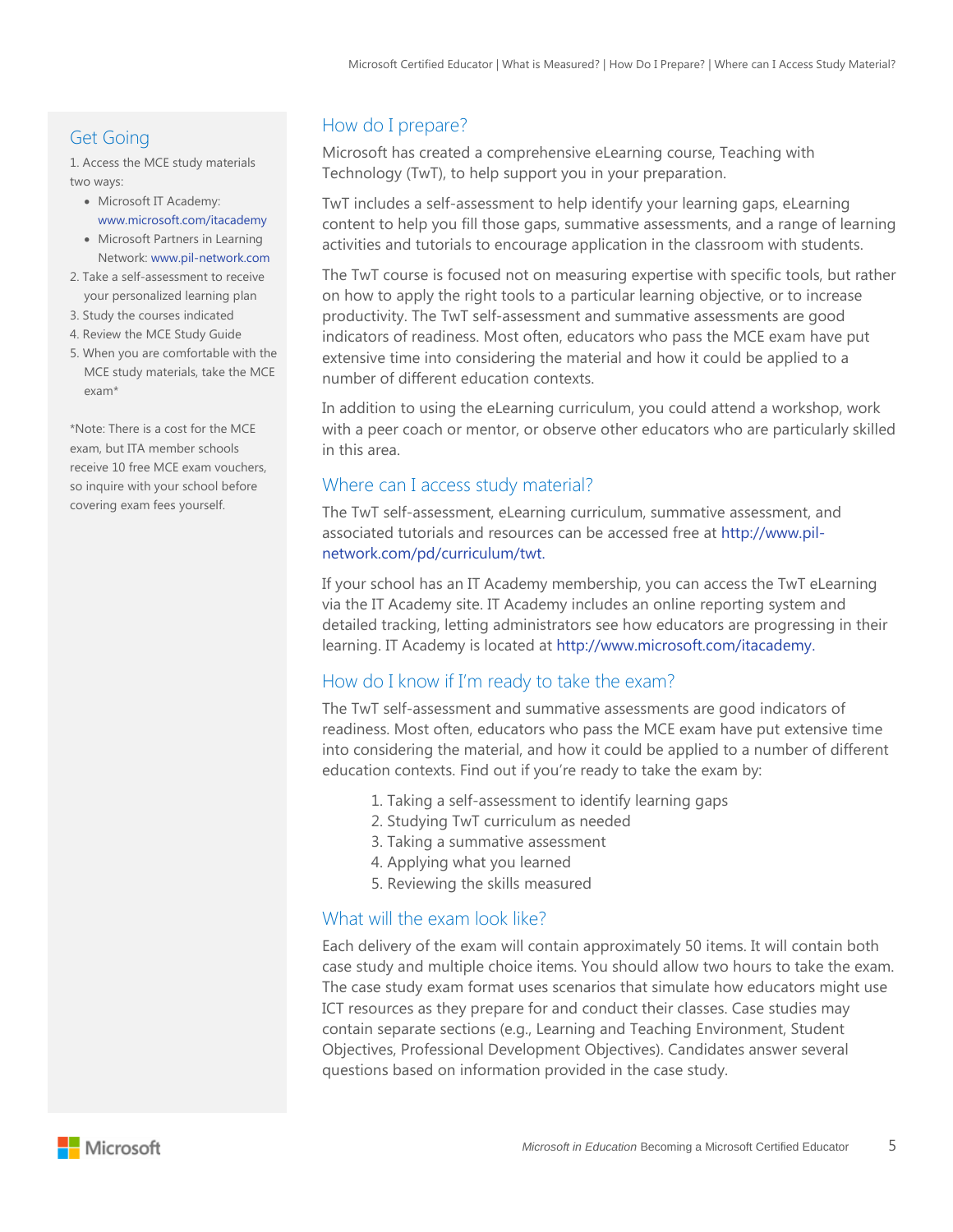## Get Going

1. Access the MCE study materials two ways:
   - Microsoft IT Academy: www.microsoft.com/itacademy
   - Microsoft Partners in Learning Network: www.pil-network.com
2. Take a self-assessment to receive your personalized learning plan
3. Study the courses indicated
4. Review the MCE Study Guide
5. When you are comfortable with the MCE study materials, take the MCE exam*

*Note: There is a cost for the MCE exam, but ITA member schools receive 10 free MCE exam vouchers, so inquire with your school before covering exam fees yourself.

## How do I prepare?

Microsoft has created a comprehensive eLearning course, Teaching with Technology (TwT), to help support you in your preparation.

TwT includes a self-assessment to help identify your learning gaps, eLearning content to help you fill those gaps, summative assessments, and a range of learning activities and tutorials to encourage application in the classroom with students.

The TwT course is focused not on measuring expertise with specific tools, but rather on how to apply the right tools to a particular learning objective, or to increase productivity. The TwT self-assessment and summative assessments are good indicators of readiness. Most often, educators who pass the MCE exam have put extensive time into considering the material and how it could be applied to a number of different education contexts.

In addition to using the eLearning curriculum, you could attend a workshop, work with a peer coach or mentor, or observe other educators who are particularly skilled in this area.

## Where can I access study material?

The TwT self-assessment, eLearning curriculum, summative assessment, and associated tutorials and resources can be accessed free at http://www.pil-network.com/pd/curriculum/twt.

If your school has an IT Academy membership, you can access the TwT eLearning via the IT Academy site. IT Academy includes an online reporting system and detailed tracking, letting administrators see how educators are progressing in their learning. IT Academy is located at http://www.microsoft.com/itacademy.

## How do I know if I'm ready to take the exam?

The TwT self-assessment and summative assessments are good indicators of readiness. Most often, educators who pass the MCE exam have put extensive time into considering the material, and how it could be applied to a number of different education contexts. Find out if you're ready to take the exam by:

1. Taking a self-assessment to identify learning gaps
2. Studying TwT curriculum as needed
3. Taking a summative assessment
4. Applying what you learned
5. Reviewing the skills measured

## What will the exam look like?

Each delivery of the exam will contain approximately 50 items. It will contain both case study and multiple choice items. You should allow two hours to take the exam. The case study exam format uses scenarios that simulate how educators might use ICT resources as they prepare for and conduct their classes. Case studies may contain separate sections (e.g., Learning and Teaching Environment, Student Objectives, Professional Development Objectives). Candidates answer several questions based on information provided in the case study.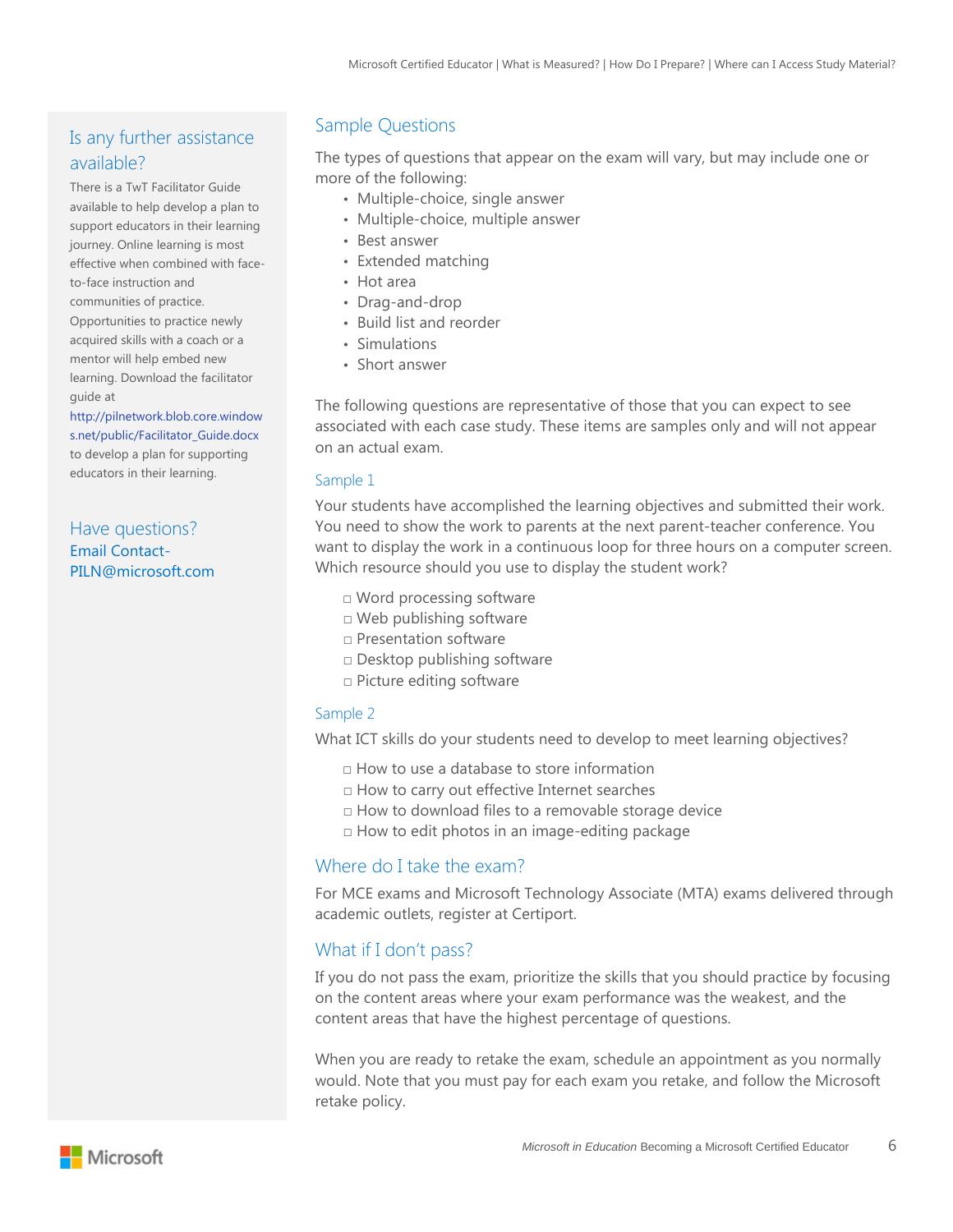## Is any further assistance available?

There is a TwT Facilitator Guide available to help develop a plan to support educators in their learning journey. Online learning is most effective when combined with face-to-face instruction and communities of practice. Opportunities to practice newly acquired skills with a coach or a mentor will help embed new learning. Download the facilitator guide at http://pilnetwork.blob.core.windows.net/public/Facilitator_Guide.docx to develop a plan for supporting educators in their learning.

## Have questions?

Email Contact-PILN@microsoft.com

## Sample Questions

The types of questions that appear on the exam will vary, but may include one or more of the following:

- Multiple-choice, single answer
- Multiple-choice, multiple answer
- Best answer
- Extended matching
- Hot area
- Drag-and-drop
- Build list and reorder
- Simulations
- Short answer

The following questions are representative of those that you can expect to see associated with each case study. These items are samples only and will not appear on an actual exam.

### Sample 1

Your students have accomplished the learning objectives and submitted their work. You need to show the work to parents at the next parent-teacher conference. You want to display the work in a continuous loop for three hours on a computer screen. Which resource should you use to display the student work?

- ☐ Word processing software
- ☐ Web publishing software
- ☐ Presentation software
- ☐ Desktop publishing software
- ☐ Picture editing software

### Sample 2

What ICT skills do your students need to develop to meet learning objectives?

- ☐ How to use a database to store information
- ☐ How to carry out effective Internet searches
- ☐ How to download files to a removable storage device
- ☐ How to edit photos in an image-editing package

## Where do I take the exam?

For MCE exams and Microsoft Technology Associate (MTA) exams delivered through academic outlets, register at Certiport.

## What if I don't pass?

If you do not pass the exam, prioritize the skills that you should practice by focusing on the content areas where your exam performance was the weakest, and the content areas that have the highest percentage of questions.

When you are ready to retake the exam, schedule an appointment as you normally would. Note that you must pay for each exam you retake, and follow the Microsoft retake policy.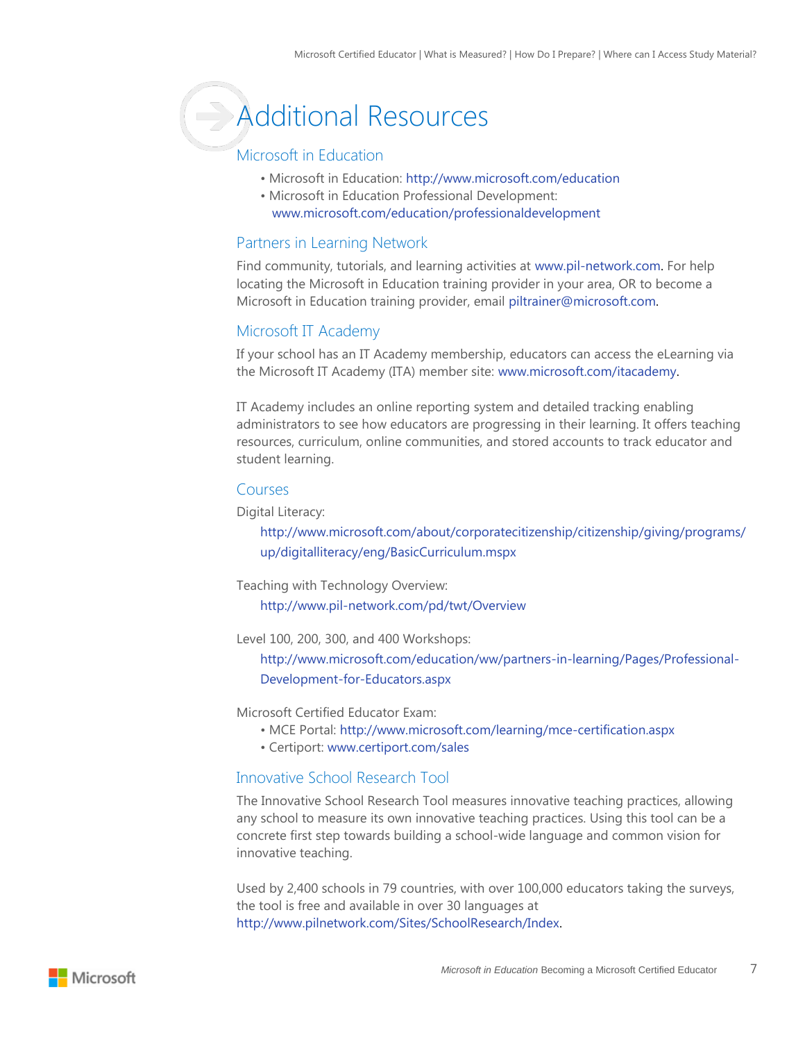# Additional Resources

## Microsoft in Education

- Microsoft in Education: http://www.microsoft.com/education
- Microsoft in Education Professional Development: www.microsoft.com/education/professionaldevelopment

## Partners in Learning Network

Find community, tutorials, and learning activities at www.pil-network.com. For help locating the Microsoft in Education training provider in your area, OR to become a Microsoft in Education training provider, email piltrainer@microsoft.com.

## Microsoft IT Academy

If your school has an IT Academy membership, educators can access the eLearning via the Microsoft IT Academy (ITA) member site: www.microsoft.com/itacademy.

IT Academy includes an online reporting system and detailed tracking enabling administrators to see how educators are progressing in their learning. It offers teaching resources, curriculum, online communities, and stored accounts to track educator and student learning.

## Courses

Digital Literacy:

http://www.microsoft.com/about/corporatecitizenship/citizenship/giving/programs/up/digitalliteracy/eng/BasicCurriculum.mspx

Teaching with Technology Overview:

http://www.pil-network.com/pd/twt/Overview

Level 100, 200, 300, and 400 Workshops:

http://www.microsoft.com/education/ww/partners-in-learning/Pages/Professional-Development-for-Educators.aspx

Microsoft Certified Educator Exam:

- MCE Portal: http://www.microsoft.com/learning/mce-certification.aspx
- Certiport: www.certiport.com/sales

## Innovative School Research Tool

The Innovative School Research Tool measures innovative teaching practices, allowing any school to measure its own innovative teaching practices. Using this tool can be a concrete first step towards building a school-wide language and common vision for innovative teaching.

Used by 2,400 schools in 79 countries, with over 100,000 educators taking the surveys, the tool is free and available in over 30 languages at http://www.pilnetwork.com/Sites/SchoolResearch/Index.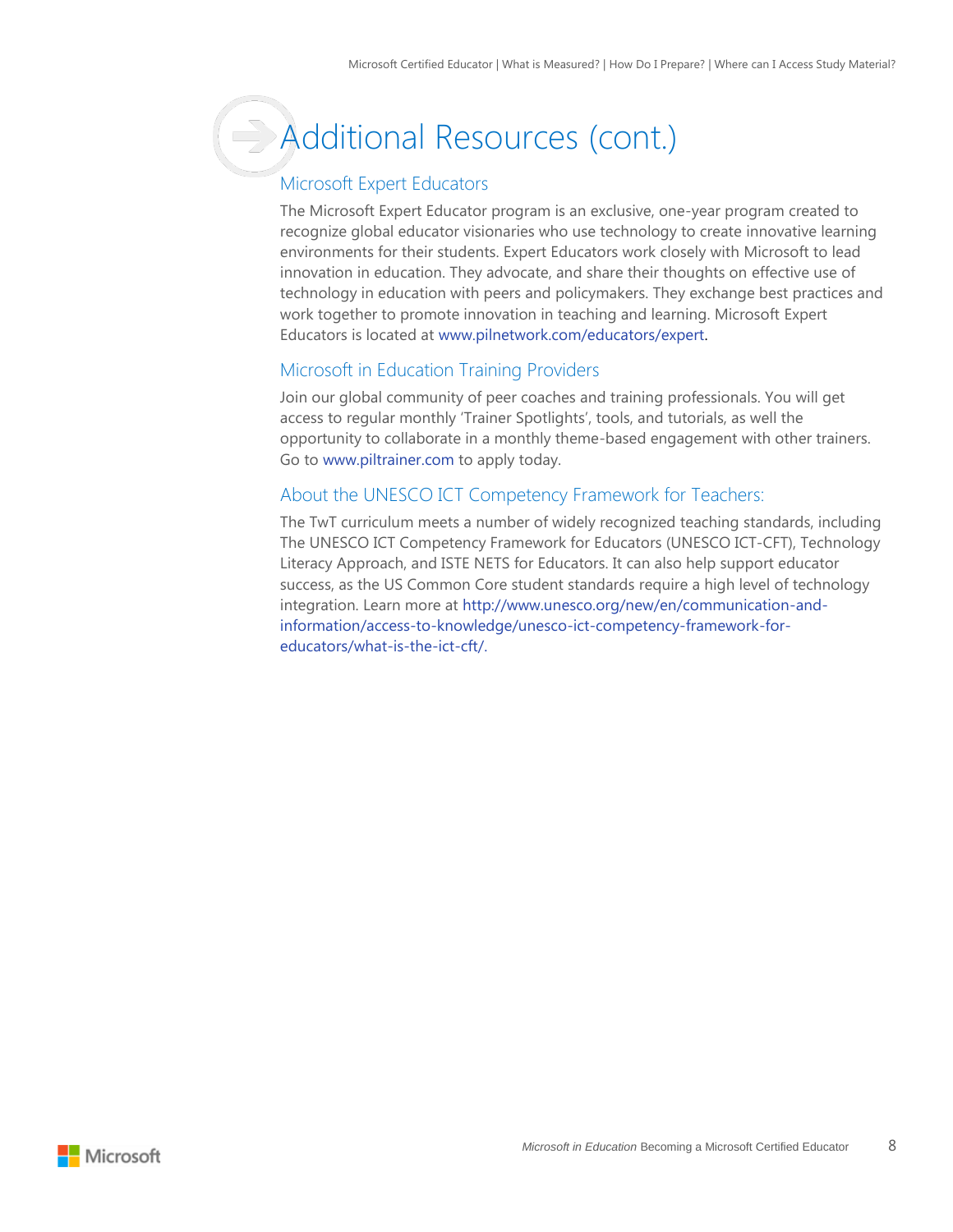# Additional Resources (cont.)

## Microsoft Expert Educators

The Microsoft Expert Educator program is an exclusive, one-year program created to recognize global educator visionaries who use technology to create innovative learning environments for their students. Expert Educators work closely with Microsoft to lead innovation in education. They advocate, and share their thoughts on effective use of technology in education with peers and policymakers. They exchange best practices and work together to promote innovation in teaching and learning. Microsoft Expert Educators is located at www.pilnetwork.com/educators/expert.

## Microsoft in Education Training Providers

Join our global community of peer coaches and training professionals. You will get access to regular monthly 'Trainer Spotlights', tools, and tutorials, as well the opportunity to collaborate in a monthly theme-based engagement with other trainers. Go to www.piltrainer.com to apply today.

## About the UNESCO ICT Competency Framework for Teachers:

The TwT curriculum meets a number of widely recognized teaching standards, including The UNESCO ICT Competency Framework for Educators (UNESCO ICT-CFT), Technology Literacy Approach, and ISTE NETS for Educators. It can also help support educator success, as the US Common Core student standards require a high level of technology integration. Learn more at http://www.unesco.org/new/en/communication-and-information/access-to-knowledge/unesco-ict-competency-framework-for-educators/what-is-the-ict-cft/.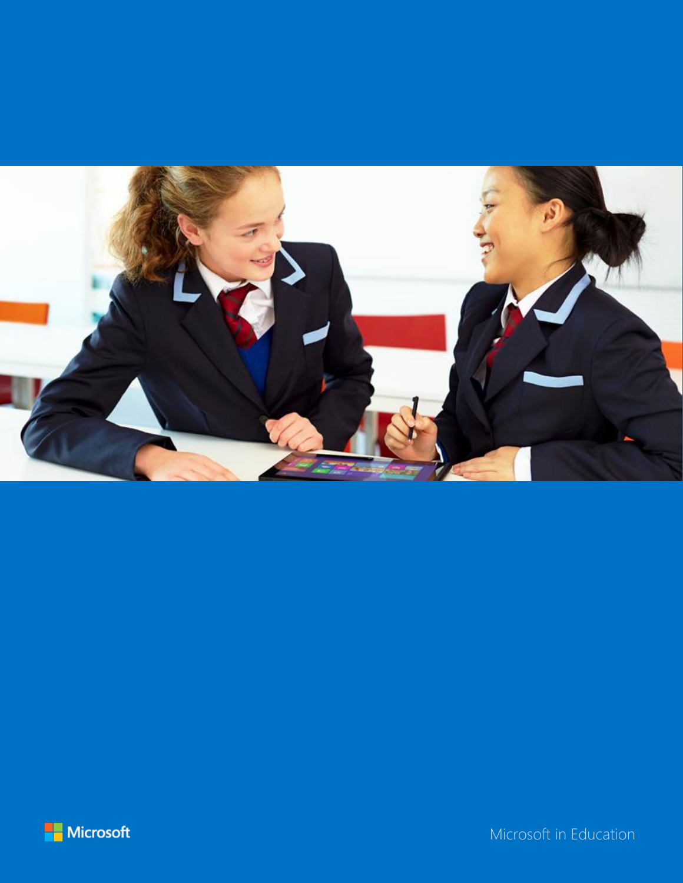Microsoft

Microsoft in Education